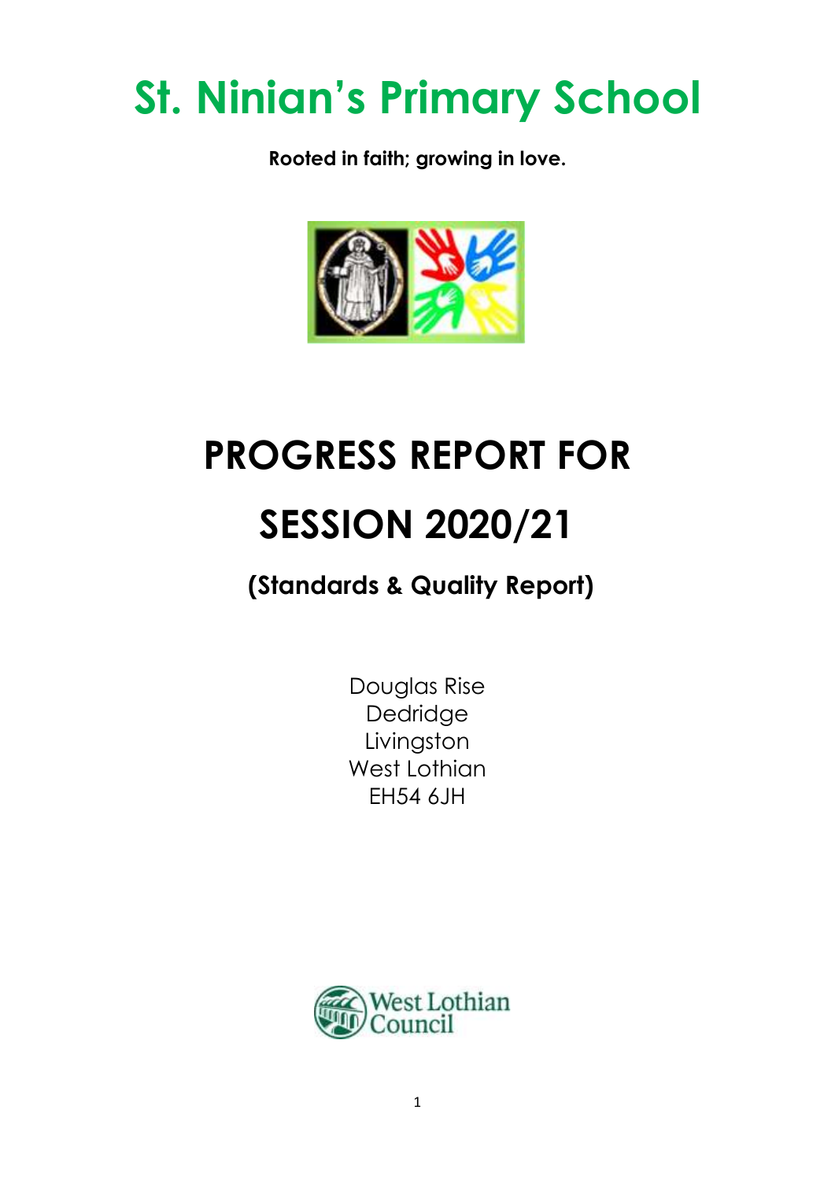# St. Ninian's Primary School

**Rooted in faith; growing in love.**

# PROGRESS REPORT FOR SESSION 2020/21

## (Standards & Quality Report)

Douglas Rise
Dedridge
Livingston
West Lothian
EH54 6JH

West Lothian Council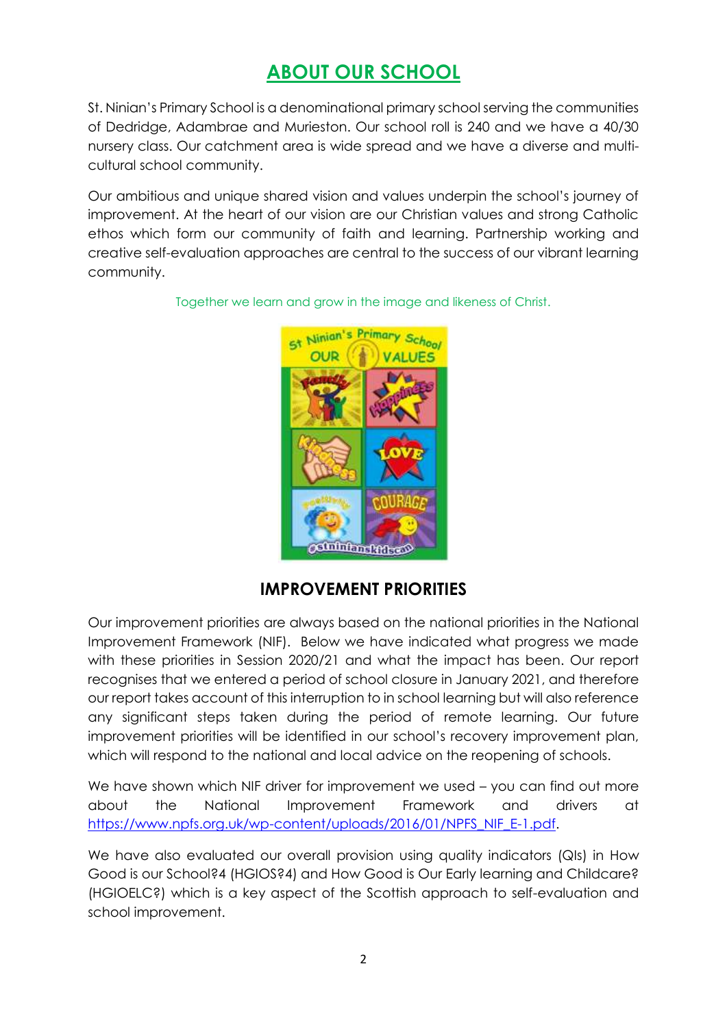# ABOUT OUR SCHOOL

St. Ninian's Primary School is a denominational primary school serving the communities of Dedridge, Adambrae and Murieston. Our school roll is 240 and we have a 40/30 nursery class. Our catchment area is wide spread and we have a diverse and multi-cultural school community.

Our ambitious and unique shared vision and values underpin the school's journey of improvement. At the heart of our vision are our Christian values and strong Catholic ethos which form our community of faith and learning. Partnership working and creative self-evaluation approaches are central to the success of our vibrant learning community.

Together we learn and grow in the image and likeness of Christ.

## IMPROVEMENT PRIORITIES

Our improvement priorities are always based on the national priorities in the National Improvement Framework (NIF). Below we have indicated what progress we made with these priorities in Session 2020/21 and what the impact has been. Our report recognises that we entered a period of school closure in January 2021, and therefore our report takes account of this interruption to in school learning but will also reference any significant steps taken during the period of remote learning. Our future improvement priorities will be identified in our school's recovery improvement plan, which will respond to the national and local advice on the reopening of schools.

We have shown which NIF driver for improvement we used – you can find out more about the National Improvement Framework and drivers at https://www.npfs.org.uk/wp-content/uploads/2016/01/NPFS_NIF_E-1.pdf.

We have also evaluated our overall provision using quality indicators (QIs) in How Good is our School?4 (HGIOS?4) and How Good is Our Early learning and Childcare? (HGIOELC?) which is a key aspect of the Scottish approach to self-evaluation and school improvement.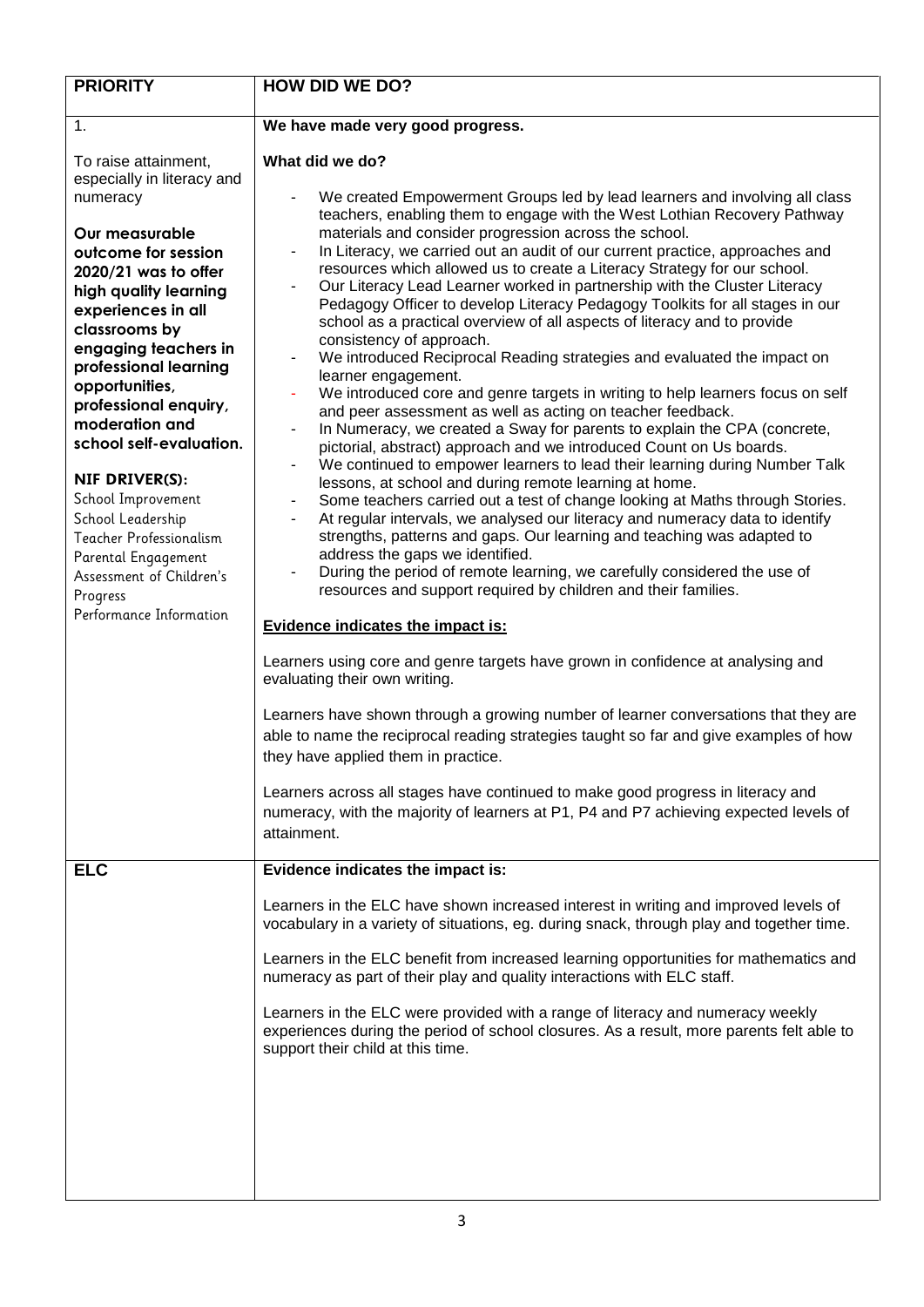| PRIORITY | HOW DID WE DO? |
|---|---|
| 1.<br><br>To raise attainment, especially in literacy and numeracy<br><br>**Our measurable outcome for session 2020/21 was to offer high quality learning experiences in all classrooms by engaging teachers in professional learning opportunities, professional enquiry, moderation and school self-evaluation.**<br><br>**NIF DRIVER(S):**<br>School Improvement<br>School Leadership<br>Teacher Professionalism<br>Parental Engagement<br>Assessment of Children's Progress<br>Performance Information | **We have made very good progress.**<br><br>**What did we do?**<br><br>- We created Empowerment Groups led by lead learners and involving all class teachers, enabling them to engage with the West Lothian Recovery Pathway materials and consider progression across the school.<br>- In Literacy, we carried out an audit of our current practice, approaches and resources which allowed us to create a Literacy Strategy for our school.<br>- Our Literacy Lead Learner worked in partnership with the Cluster Literacy Pedagogy Officer to develop Literacy Pedagogy Toolkits for all stages in our school as a practical overview of all aspects of literacy and to provide consistency of approach.<br>- We introduced Reciprocal Reading strategies and evaluated the impact on learner engagement.<br>- We introduced core and genre targets in writing to help learners focus on self and peer assessment as well as acting on teacher feedback.<br>- In Numeracy, we created a Sway for parents to explain the CPA (concrete, pictorial, abstract) approach and we introduced Count on Us boards.<br>- We continued to empower learners to lead their learning during Number Talk lessons, at school and during remote learning at home.<br>- Some teachers carried out a test of change looking at Maths through Stories.<br>- At regular intervals, we analysed our literacy and numeracy data to identify strengths, patterns and gaps. Our learning and teaching was adapted to address the gaps we identified.<br>- During the period of remote learning, we carefully considered the use of resources and support required by children and their families.<br><br>**Evidence indicates the impact is:**<br><br>Learners using core and genre targets have grown in confidence at analysing and evaluating their own writing.<br><br>Learners have shown through a growing number of learner conversations that they are able to name the reciprocal reading strategies taught so far and give examples of how they have applied them in practice.<br><br>Learners across all stages have continued to make good progress in literacy and numeracy, with the majority of learners at P1, P4 and P7 achieving expected levels of attainment. |
| **ELC** | **Evidence indicates the impact is:**<br><br>Learners in the ELC have shown increased interest in writing and improved levels of vocabulary in a variety of situations, eg. during snack, through play and together time.<br><br>Learners in the ELC benefit from increased learning opportunities for mathematics and numeracy as part of their play and quality interactions with ELC staff.<br><br>Learners in the ELC were provided with a range of literacy and numeracy weekly experiences during the period of school closures. As a result, more parents felt able to support their child at this time. |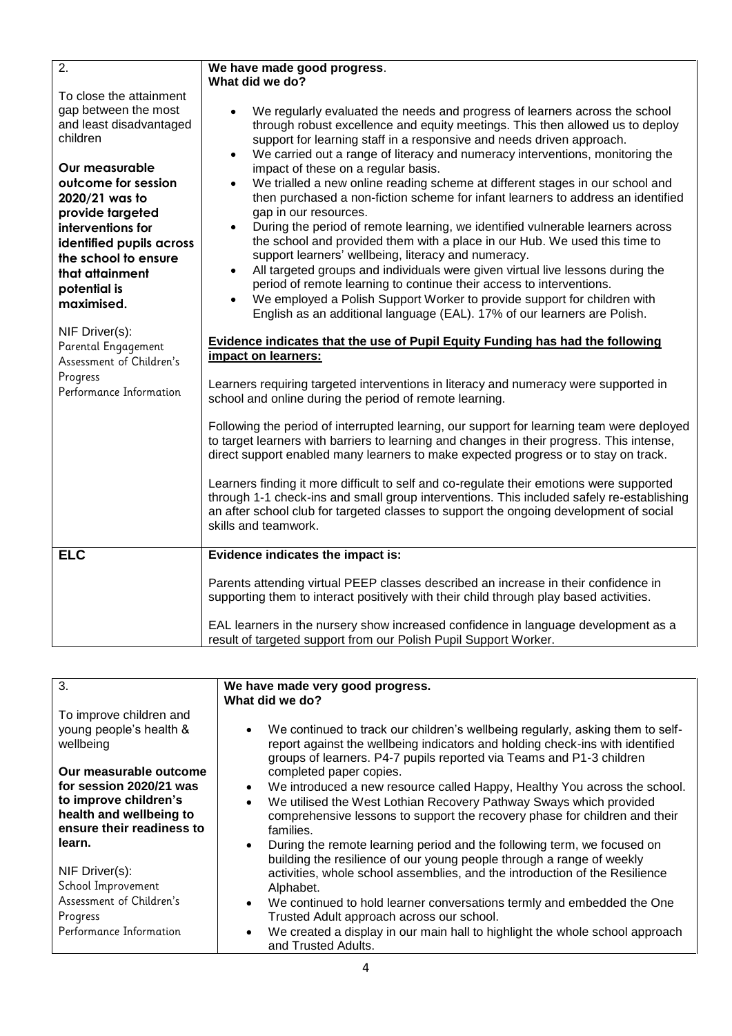| 2. | We have made good progress. |
|---|---|
| To close the attainment gap between the most and least disadvantaged children<br><br>**Our measurable outcome for session 2020/21 was to provide targeted interventions for identified pupils across the school to ensure that attainment potential is maximised.**<br><br>NIF Driver(s):<br>Parental Engagement<br>Assessment of Children's Progress<br>Performance Information | **What did we do?**<br><br>• We regularly evaluated the needs and progress of learners across the school through robust excellence and equity meetings. This then allowed us to deploy support for learning staff in a responsive and needs driven approach.<br>• We carried out a range of literacy and numeracy interventions, monitoring the impact of these on a regular basis.<br>• We trialled a new online reading scheme at different stages in our school and then purchased a non-fiction scheme for infant learners to address an identified gap in our resources.<br>• During the period of remote learning, we identified vulnerable learners across the school and provided them with a place in our Hub. We used this time to support learners' wellbeing, literacy and numeracy.<br>• All targeted groups and individuals were given virtual live lessons during the period of remote learning to continue their access to interventions.<br>• We employed a Polish Support Worker to provide support for children with English as an additional language (EAL). 17% of our learners are Polish.<br><br>**Evidence indicates that the use of Pupil Equity Funding has had the following impact on learners:**<br><br>Learners requiring targeted interventions in literacy and numeracy were supported in school and online during the period of remote learning.<br><br>Following the period of interrupted learning, our support for learning team were deployed to target learners with barriers to learning and changes in their progress. This intense, direct support enabled many learners to make expected progress or to stay on track.<br><br>Learners finding it more difficult to self and co-regulate their emotions were supported through 1-1 check-ins and small group interventions. This included safely re-establishing an after school club for targeted classes to support the ongoing development of social skills and teamwork. |
| **ELC** | **Evidence indicates the impact is:**<br><br>Parents attending virtual PEEP classes described an increase in their confidence in supporting them to interact positively with their child through play based activities.<br><br>EAL learners in the nursery show increased confidence in language development as a result of targeted support from our Polish Pupil Support Worker. |

| 3. | We have made very good progress. |
|---|---|
| To improve children and young people's health & wellbeing<br><br>**Our measurable outcome for session 2020/21 was to improve children's health and wellbeing to ensure their readiness to learn.**<br><br>NIF Driver(s):<br>School Improvement<br>Assessment of Children's Progress<br>Performance Information | **What did we do?**<br><br>• We continued to track our children's wellbeing regularly, asking them to self-report against the wellbeing indicators and holding check-ins with identified groups of learners. P4-7 pupils reported via Teams and P1-3 children completed paper copies.<br>• We introduced a new resource called Happy, Healthy You across the school.<br>• We utilised the West Lothian Recovery Pathway Sways which provided comprehensive lessons to support the recovery phase for children and their families.<br>• During the remote learning period and the following term, we focused on building the resilience of our young people through a range of weekly activities, whole school assemblies, and the introduction of the Resilience Alphabet.<br>• We continued to hold learner conversations termly and embedded the One Trusted Adult approach across our school.<br>• We created a display in our main hall to highlight the whole school approach and Trusted Adults. |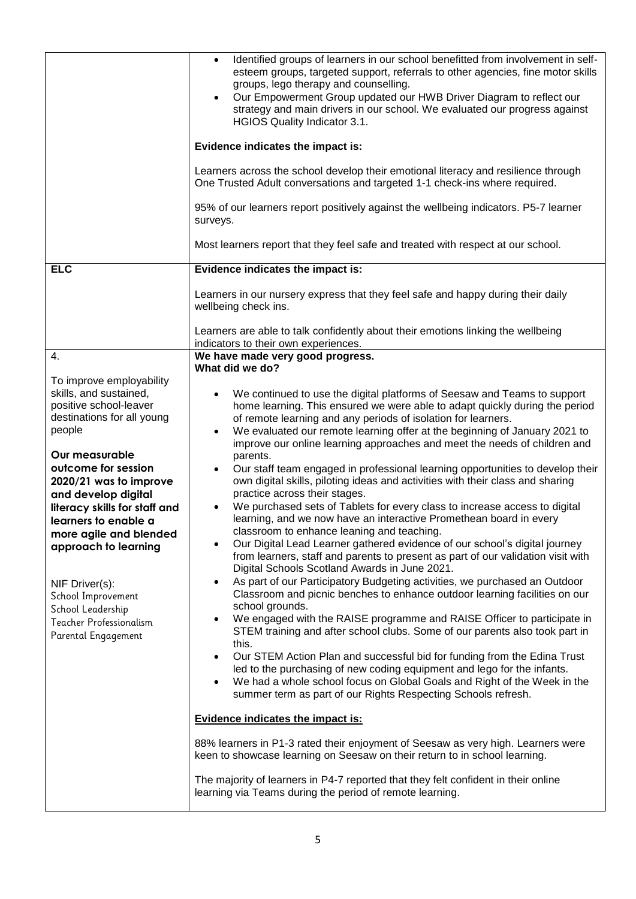| | |
|---|---|
| | • Identified groups of learners in our school benefitted from involvement in self-esteem groups, targeted support, referrals to other agencies, fine motor skills groups, lego therapy and counselling.<br>• Our Empowerment Group updated our HWB Driver Diagram to reflect our strategy and main drivers in our school. We evaluated our progress against HGIOS Quality Indicator 3.1.<br><br>**Evidence indicates the impact is:**<br><br>Learners across the school develop their emotional literacy and resilience through One Trusted Adult conversations and targeted 1-1 check-ins where required.<br><br>95% of our learners report positively against the wellbeing indicators. P5-7 learner surveys.<br><br>Most learners report that they feel safe and treated with respect at our school. |
| **ELC** | **Evidence indicates the impact is:**<br><br>Learners in our nursery express that they feel safe and happy during their daily wellbeing check ins.<br><br>Learners are able to talk confidently about their emotions linking the wellbeing indicators to their own experiences. |
| 4.<br><br>To improve employability skills, and sustained, positive school-leaver destinations for all young people<br><br>**Our measurable outcome for session 2020/21 was to improve and develop digital literacy skills for staff and learners to enable a more agile and blended approach to learning**<br><br>NIF Driver(s):<br>School Improvement<br>School Leadership<br>Teacher Professionalism<br>Parental Engagement | **We have made very good progress.**<br>**What did we do?**<br><br>• We continued to use the digital platforms of Seesaw and Teams to support home learning. This ensured we were able to adapt quickly during the period of remote learning and any periods of isolation for learners.<br>• We evaluated our remote learning offer at the beginning of January 2021 to improve our online learning approaches and meet the needs of children and parents.<br>• Our staff team engaged in professional learning opportunities to develop their own digital skills, piloting ideas and activities with their class and sharing practice across their stages.<br>• We purchased sets of Tablets for every class to increase access to digital learning, and we now have an interactive Promethean board in every classroom to enhance leaning and teaching.<br>• Our Digital Lead Learner gathered evidence of our school's digital journey from learners, staff and parents to present as part of our validation visit with Digital Schools Scotland Awards in June 2021.<br>• As part of our Participatory Budgeting activities, we purchased an Outdoor Classroom and picnic benches to enhance outdoor learning facilities on our school grounds.<br>• We engaged with the RAISE programme and RAISE Officer to participate in STEM training and after school clubs. Some of our parents also took part in this.<br>• Our STEM Action Plan and successful bid for funding from the Edina Trust led to the purchasing of new coding equipment and lego for the infants.<br>• We had a whole school focus on Global Goals and Right of the Week in the summer term as part of our Rights Respecting Schools refresh.<br><br>**Evidence indicates the impact is:**<br><br>88% learners in P1-3 rated their enjoyment of Seesaw as very high. Learners were keen to showcase learning on Seesaw on their return to in school learning.<br><br>The majority of learners in P4-7 reported that they felt confident in their online learning via Teams during the period of remote learning. |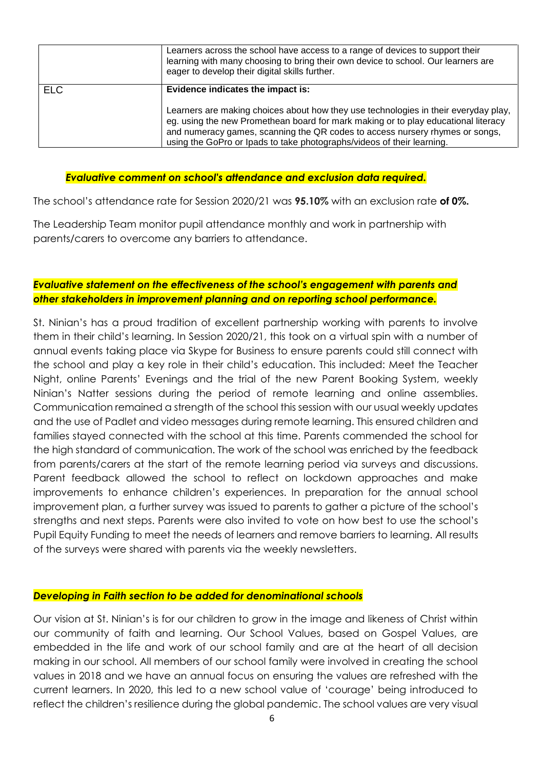| | |
|---|---|
| | Learners across the school have access to a range of devices to support their learning with many choosing to bring their own device to school. Our learners are eager to develop their digital skills further. |
| ELC | **Evidence indicates the impact is:**<br><br>Learners are making choices about how they use technologies in their everyday play, eg. using the new Promethean board for mark making or to play educational literacy and numeracy games, scanning the QR codes to access nursery rhymes or songs, using the GoPro or Ipads to take photographs/videos of their learning. |

***Evaluative comment on school's attendance and exclusion data required.***

The school's attendance rate for Session 2020/21 was **95.10%** with an exclusion rate **of 0%.**

The Leadership Team monitor pupil attendance monthly and work in partnership with parents/carers to overcome any barriers to attendance.

***Evaluative statement on the effectiveness of the school's engagement with parents and other stakeholders in improvement planning and on reporting school performance.***

St. Ninian's has a proud tradition of excellent partnership working with parents to involve them in their child's learning. In Session 2020/21, this took on a virtual spin with a number of annual events taking place via Skype for Business to ensure parents could still connect with the school and play a key role in their child's education. This included: Meet the Teacher Night, online Parents' Evenings and the trial of the new Parent Booking System, weekly Ninian's Natter sessions during the period of remote learning and online assemblies. Communication remained a strength of the school this session with our usual weekly updates and the use of Padlet and video messages during remote learning. This ensured children and families stayed connected with the school at this time. Parents commended the school for the high standard of communication. The work of the school was enriched by the feedback from parents/carers at the start of the remote learning period via surveys and discussions. Parent feedback allowed the school to reflect on lockdown approaches and make improvements to enhance children's experiences. In preparation for the annual school improvement plan, a further survey was issued to parents to gather a picture of the school's strengths and next steps. Parents were also invited to vote on how best to use the school's Pupil Equity Funding to meet the needs of learners and remove barriers to learning. All results of the surveys were shared with parents via the weekly newsletters.

***Developing in Faith section to be added for denominational schools***

Our vision at St. Ninian's is for our children to grow in the image and likeness of Christ within our community of faith and learning. Our School Values, based on Gospel Values, are embedded in the life and work of our school family and are at the heart of all decision making in our school. All members of our school family were involved in creating the school values in 2018 and we have an annual focus on ensuring the values are refreshed with the current learners. In 2020, this led to a new school value of 'courage' being introduced to reflect the children's resilience during the global pandemic. The school values are very visual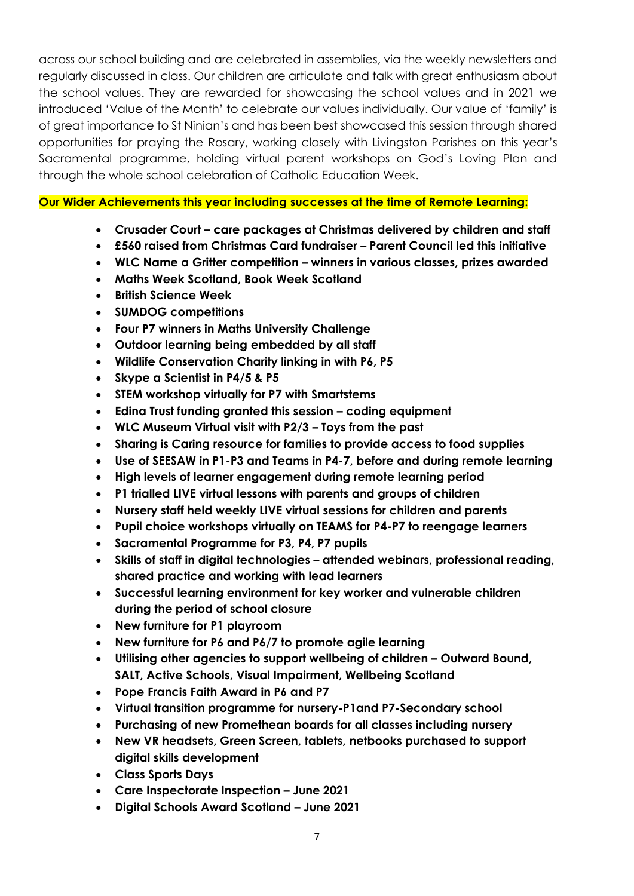across our school building and are celebrated in assemblies, via the weekly newsletters and regularly discussed in class. Our children are articulate and talk with great enthusiasm about the school values. They are rewarded for showcasing the school values and in 2021 we introduced 'Value of the Month' to celebrate our values individually. Our value of 'family' is of great importance to St Ninian's and has been best showcased this session through shared opportunities for praying the Rosary, working closely with Livingston Parishes on this year's Sacramental programme, holding virtual parent workshops on God's Loving Plan and through the whole school celebration of Catholic Education Week.

**Our Wider Achievements this year including successes at the time of Remote Learning:**

- **Crusader Court – care packages at Christmas delivered by children and staff**
- **£560 raised from Christmas Card fundraiser – Parent Council led this initiative**
- **WLC Name a Gritter competition – winners in various classes, prizes awarded**
- **Maths Week Scotland, Book Week Scotland**
- **British Science Week**
- **SUMDOG competitions**
- **Four P7 winners in Maths University Challenge**
- **Outdoor learning being embedded by all staff**
- **Wildlife Conservation Charity linking in with P6, P5**
- **Skype a Scientist in P4/5 & P5**
- **STEM workshop virtually for P7 with Smartstems**
- **Edina Trust funding granted this session – coding equipment**
- **WLC Museum Virtual visit with P2/3 – Toys from the past**
- **Sharing is Caring resource for families to provide access to food supplies**
- **Use of SEESAW in P1-P3 and Teams in P4-7, before and during remote learning**
- **High levels of learner engagement during remote learning period**
- **P1 trialled LIVE virtual lessons with parents and groups of children**
- **Nursery staff held weekly LIVE virtual sessions for children and parents**
- **Pupil choice workshops virtually on TEAMS for P4-P7 to reengage learners**
- **Sacramental Programme for P3, P4, P7 pupils**
- **Skills of staff in digital technologies – attended webinars, professional reading, shared practice and working with lead learners**
- **Successful learning environment for key worker and vulnerable children during the period of school closure**
- **New furniture for P1 playroom**
- **New furniture for P6 and P6/7 to promote agile learning**
- **Utilising other agencies to support wellbeing of children – Outward Bound, SALT, Active Schools, Visual Impairment, Wellbeing Scotland**
- **Pope Francis Faith Award in P6 and P7**
- **Virtual transition programme for nursery-P1and P7-Secondary school**
- **Purchasing of new Promethean boards for all classes including nursery**
- **New VR headsets, Green Screen, tablets, netbooks purchased to support digital skills development**
- **Class Sports Days**
- **Care Inspectorate Inspection – June 2021**
- **Digital Schools Award Scotland – June 2021**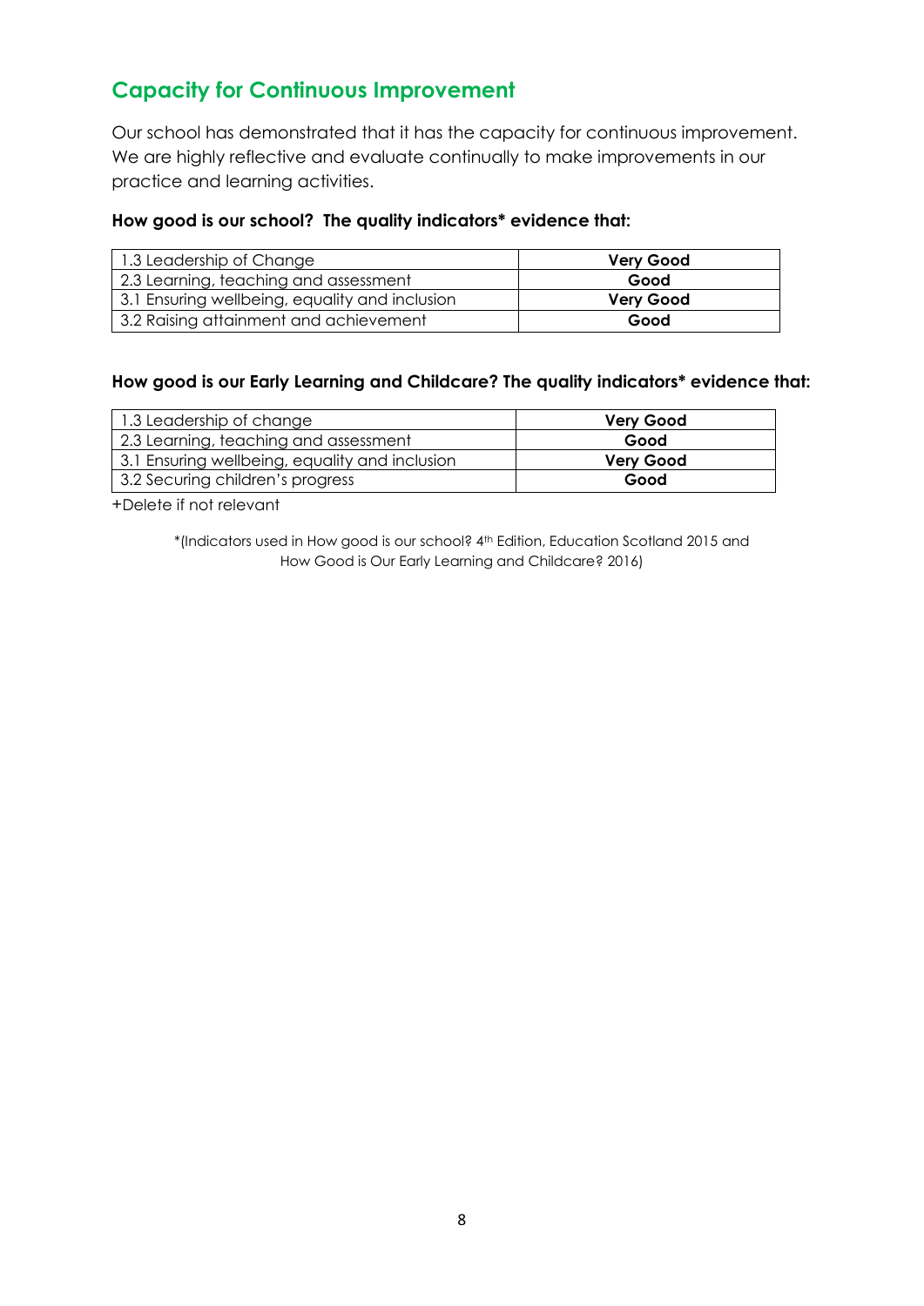## Capacity for Continuous Improvement

Our school has demonstrated that it has the capacity for continuous improvement. We are highly reflective and evaluate continually to make improvements in our practice and learning activities.

**How good is our school? The quality indicators* evidence that:**

| | |
|---|---|
| 1.3 Leadership of Change | **Very Good** |
| 2.3 Learning, teaching and assessment | **Good** |
| 3.1 Ensuring wellbeing, equality and inclusion | **Very Good** |
| 3.2 Raising attainment and achievement | **Good** |

**How good is our Early Learning and Childcare? The quality indicators* evidence that:**

| | |
|---|---|
| 1.3 Leadership of change | **Very Good** |
| 2.3 Learning, teaching and assessment | **Good** |
| 3.1 Ensuring wellbeing, equality and inclusion | **Very Good** |
| 3.2 Securing children's progress | **Good** |

+Delete if not relevant

*(Indicators used in How good is our school? 4th Edition, Education Scotland 2015 and How Good is Our Early Learning and Childcare? 2016)